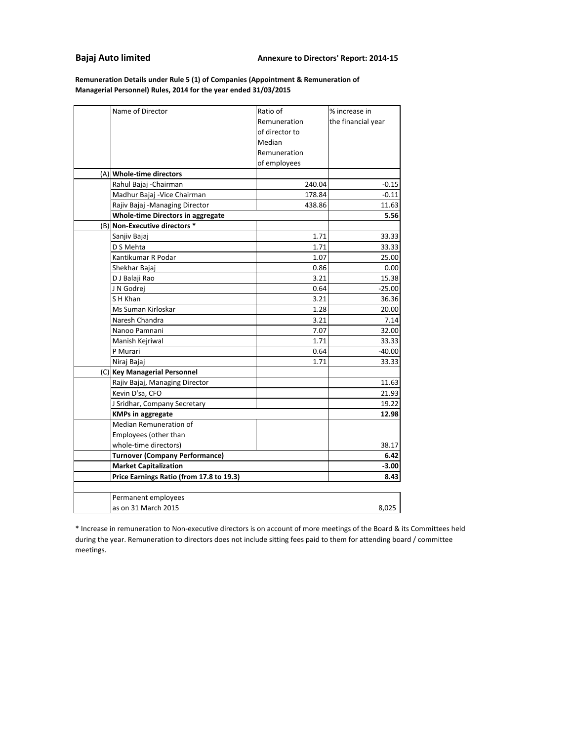**Bajaj Auto limited** **Annexure to Directors' Report: 2014-15**

**Remuneration Details under Rule 5 (1) of Companies (Appointment & Remuneration of Managerial Personnel) Rules, 2014 for the year ended 31/03/2015**

| | Name of Director | Ratio of Remuneration of director to Median Remuneration of employees | % increase in the financial year |
|---|---|---|---|
| (A) | **Whole-time directors** | | |
| | Rahul Bajaj -Chairman | 240.04 | -0.15 |
| | Madhur Bajaj -Vice Chairman | 178.84 | -0.11 |
| | Rajiv Bajaj -Managing Director | 438.86 | 11.63 |
| | **Whole-time Directors in aggregate** | | **5.56** |
| (B) | **Non-Executive directors *** | | |
| | Sanjiv Bajaj | 1.71 | 33.33 |
| | D S Mehta | 1.71 | 33.33 |
| | Kantikumar R Podar | 1.07 | 25.00 |
| | Shekhar Bajaj | 0.86 | 0.00 |
| | D J Balaji Rao | 3.21 | 15.38 |
| | J N Godrej | 0.64 | -25.00 |
| | S H Khan | 3.21 | 36.36 |
| | Ms Suman Kirloskar | 1.28 | 20.00 |
| | Naresh Chandra | 3.21 | 7.14 |
| | Nanoo Pamnani | 7.07 | 32.00 |
| | Manish Kejriwal | 1.71 | 33.33 |
| | P Murari | 0.64 | -40.00 |
| | Niraj Bajaj | 1.71 | 33.33 |
| (C) | **Key Managerial Personnel** | | |
| | Rajiv Bajaj, Managing Director | | 11.63 |
| | Kevin D'sa, CFO | | 21.93 |
| | J Sridhar, Company Secretary | | 19.22 |
| | **KMPs in aggregate** | | **12.98** |
| | Median Remuneration of Employees (other than whole-time directors) | | 38.17 |
| | **Turnover (Company Performance)** | | **6.42** |
| | **Market Capitalization** | | **-3.00** |
| | **Price Earnings Ratio (from 17.8 to 19.3)** | | **8.43** |
| | | | |
| | Permanent employees as on 31 March 2015 | | 8,025 |

* Increase in remuneration to Non-executive directors is on account of more meetings of the Board & its Committees held during the year. Remuneration to directors does not include sitting fees paid to them for attending board / committee meetings.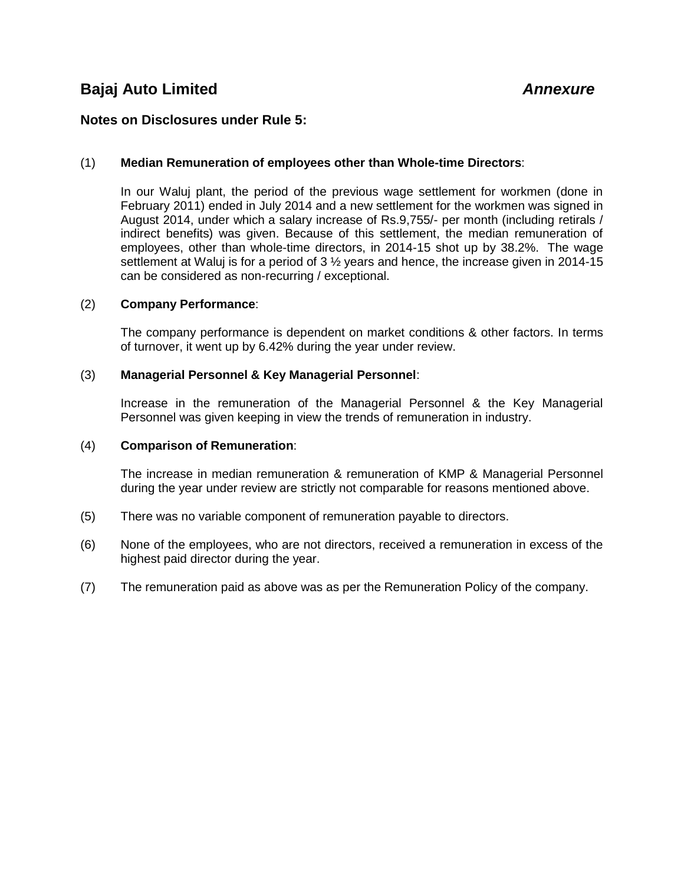**Bajaj Auto Limited** ***Annexure***

**Notes on Disclosures under Rule 5:**

(1) **Median Remuneration of employees other than Whole-time Directors**:

In our Waluj plant, the period of the previous wage settlement for workmen (done in February 2011) ended in July 2014 and a new settlement for the workmen was signed in August 2014, under which a salary increase of Rs.9,755/- per month (including retirals / indirect benefits) was given. Because of this settlement, the median remuneration of employees, other than whole-time directors, in 2014-15 shot up by 38.2%. The wage settlement at Waluj is for a period of 3 ½ years and hence, the increase given in 2014-15 can be considered as non-recurring / exceptional.

(2) **Company Performance**:

The company performance is dependent on market conditions & other factors. In terms of turnover, it went up by 6.42% during the year under review.

(3) **Managerial Personnel & Key Managerial Personnel**:

Increase in the remuneration of the Managerial Personnel & the Key Managerial Personnel was given keeping in view the trends of remuneration in industry.

(4) **Comparison of Remuneration**:

The increase in median remuneration & remuneration of KMP & Managerial Personnel during the year under review are strictly not comparable for reasons mentioned above.

(5) There was no variable component of remuneration payable to directors.

(6) None of the employees, who are not directors, received a remuneration in excess of the highest paid director during the year.

(7) The remuneration paid as above was as per the Remuneration Policy of the company.